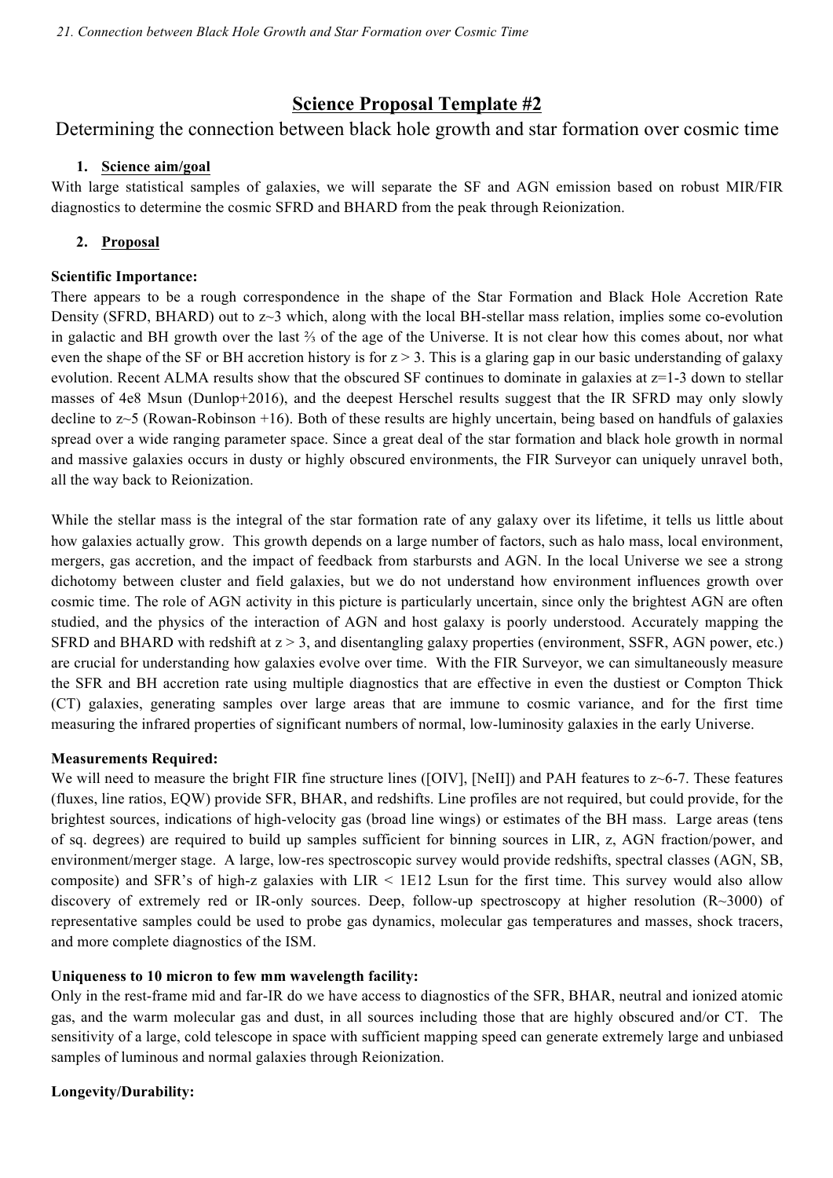# Science Proposal Template #2

Determining the connection between black hole growth and star formation over cosmic time

## 1. Science aim/goal

With large statistical samples of galaxies, we will separate the SF and AGN emission based on robust MIR/FIR diagnostics to determine the cosmic SFRD and BHARD from the peak through Reionization.

## 2. Proposal

**Scientific Importance:**

There appears to be a rough correspondence in the shape of the Star Formation and Black Hole Accretion Rate Density (SFRD, BHARD) out to z~3 which, along with the local BH-stellar mass relation, implies some co-evolution in galactic and BH growth over the last ⅔ of the age of the Universe. It is not clear how this comes about, nor what even the shape of the SF or BH accretion history is for z > 3. This is a glaring gap in our basic understanding of galaxy evolution. Recent ALMA results show that the obscured SF continues to dominate in galaxies at z=1-3 down to stellar masses of 4e8 Msun (Dunlop+2016), and the deepest Herschel results suggest that the IR SFRD may only slowly decline to z~5 (Rowan-Robinson +16). Both of these results are highly uncertain, being based on handfuls of galaxies spread over a wide ranging parameter space. Since a great deal of the star formation and black hole growth in normal and massive galaxies occurs in dusty or highly obscured environments, the FIR Surveyor can uniquely unravel both, all the way back to Reionization.

While the stellar mass is the integral of the star formation rate of any galaxy over its lifetime, it tells us little about how galaxies actually grow. This growth depends on a large number of factors, such as halo mass, local environment, mergers, gas accretion, and the impact of feedback from starbursts and AGN. In the local Universe we see a strong dichotomy between cluster and field galaxies, but we do not understand how environment influences growth over cosmic time. The role of AGN activity in this picture is particularly uncertain, since only the brightest AGN are often studied, and the physics of the interaction of AGN and host galaxy is poorly understood. Accurately mapping the SFRD and BHARD with redshift at z > 3, and disentangling galaxy properties (environment, SSFR, AGN power, etc.) are crucial for understanding how galaxies evolve over time. With the FIR Surveyor, we can simultaneously measure the SFR and BH accretion rate using multiple diagnostics that are effective in even the dustiest or Compton Thick (CT) galaxies, generating samples over large areas that are immune to cosmic variance, and for the first time measuring the infrared properties of significant numbers of normal, low-luminosity galaxies in the early Universe.

**Measurements Required:**

We will need to measure the bright FIR fine structure lines ([OIV], [NeII]) and PAH features to z~6-7. These features (fluxes, line ratios, EQW) provide SFR, BHAR, and redshifts. Line profiles are not required, but could provide, for the brightest sources, indications of high-velocity gas (broad line wings) or estimates of the BH mass. Large areas (tens of sq. degrees) are required to build up samples sufficient for binning sources in LIR, z, AGN fraction/power, and environment/merger stage. A large, low-res spectroscopic survey would provide redshifts, spectral classes (AGN, SB, composite) and SFR's of high-z galaxies with LIR < 1E12 Lsun for the first time. This survey would also allow discovery of extremely red or IR-only sources. Deep, follow-up spectroscopy at higher resolution (R~3000) of representative samples could be used to probe gas dynamics, molecular gas temperatures and masses, shock tracers, and more complete diagnostics of the ISM.

**Uniqueness to 10 micron to few mm wavelength facility:**

Only in the rest-frame mid and far-IR do we have access to diagnostics of the SFR, BHAR, neutral and ionized atomic gas, and the warm molecular gas and dust, in all sources including those that are highly obscured and/or CT. The sensitivity of a large, cold telescope in space with sufficient mapping speed can generate extremely large and unbiased samples of luminous and normal galaxies through Reionization.

**Longevity/Durability:**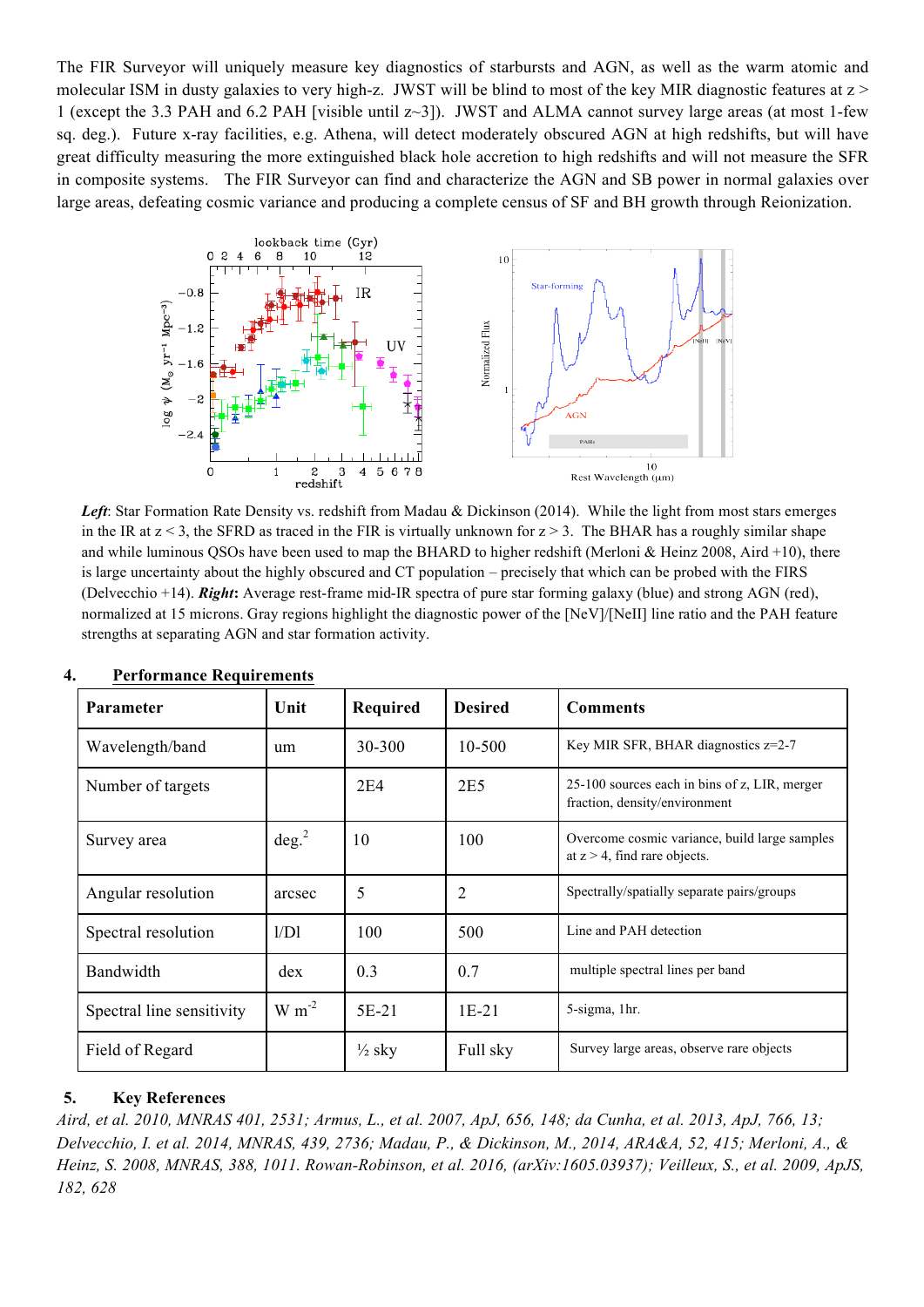The FIR Surveyor will uniquely measure key diagnostics of starbursts and AGN, as well as the warm atomic and molecular ISM in dusty galaxies to very high-z. JWST will be blind to most of the key MIR diagnostic features at z > 1 (except the 3.3 PAH and 6.2 PAH [visible until z~3]). JWST and ALMA cannot survey large areas (at most 1-few sq. deg.). Future x-ray facilities, e.g. Athena, will detect moderately obscured AGN at high redshifts, but will have great difficulty measuring the more extinguished black hole accretion to high redshifts and will not measure the SFR in composite systems. The FIR Surveyor can find and characterize the AGN and SB power in normal galaxies over large areas, defeating cosmic variance and producing a complete census of SF and BH growth through Reionization.

***Left***: Star Formation Rate Density vs. redshift from Madau & Dickinson (2014). While the light from most stars emerges in the IR at z < 3, the SFRD as traced in the FIR is virtually unknown for z > 3. The BHAR has a roughly similar shape and while luminous QSOs have been used to map the BHARD to higher redshift (Merloni & Heinz 2008, Aird +10), there is large uncertainty about the highly obscured and CT population – precisely that which can be probed with the FIRS (Delvecchio +14). ***Right:*** Average rest-frame mid-IR spectra of pure star forming galaxy (blue) and strong AGN (red), normalized at 15 microns. Gray regions highlight the diagnostic power of the [NeV]/[NeII] line ratio and the PAH feature strengths at separating AGN and star formation activity.

## 4. Performance Requirements

| Parameter | Unit | Required | Desired | Comments |
|---|---|---|---|---|
| Wavelength/band | um | 30-300 | 10-500 | Key MIR SFR, BHAR diagnostics z=2-7 |
| Number of targets | | 2E4 | 2E5 | 25-100 sources each in bins of z, LIR, merger fraction, density/environment |
| Survey area | deg.$^2$ | 10 | 100 | Overcome cosmic variance, build large samples at z > 4, find rare objects. |
| Angular resolution | arcsec | 5 | 2 | Spectrally/spatially separate pairs/groups |
| Spectral resolution | l/Dl | 100 | 500 | Line and PAH detection |
| Bandwidth | dex | 0.3 | 0.7 | multiple spectral lines per band |
| Spectral line sensitivity | W m$^{-2}$ | 5E-21 | 1E-21 | 5-sigma, 1hr. |
| Field of Regard | | ½ sky | Full sky | Survey large areas, observe rare objects |

## 5. Key References

*Aird, et al. 2010, MNRAS 401, 2531; Armus, L., et al. 2007, ApJ, 656, 148; da Cunha, et al. 2013, ApJ, 766, 13; Delvecchio, I. et al. 2014, MNRAS, 439, 2736; Madau, P., & Dickinson, M., 2014, ARA&A, 52, 415; Merloni, A., & Heinz, S. 2008, MNRAS, 388, 1011. Rowan-Robinson, et al. 2016, (arXiv:1605.03937); Veilleux, S., et al. 2009, ApJS, 182, 628*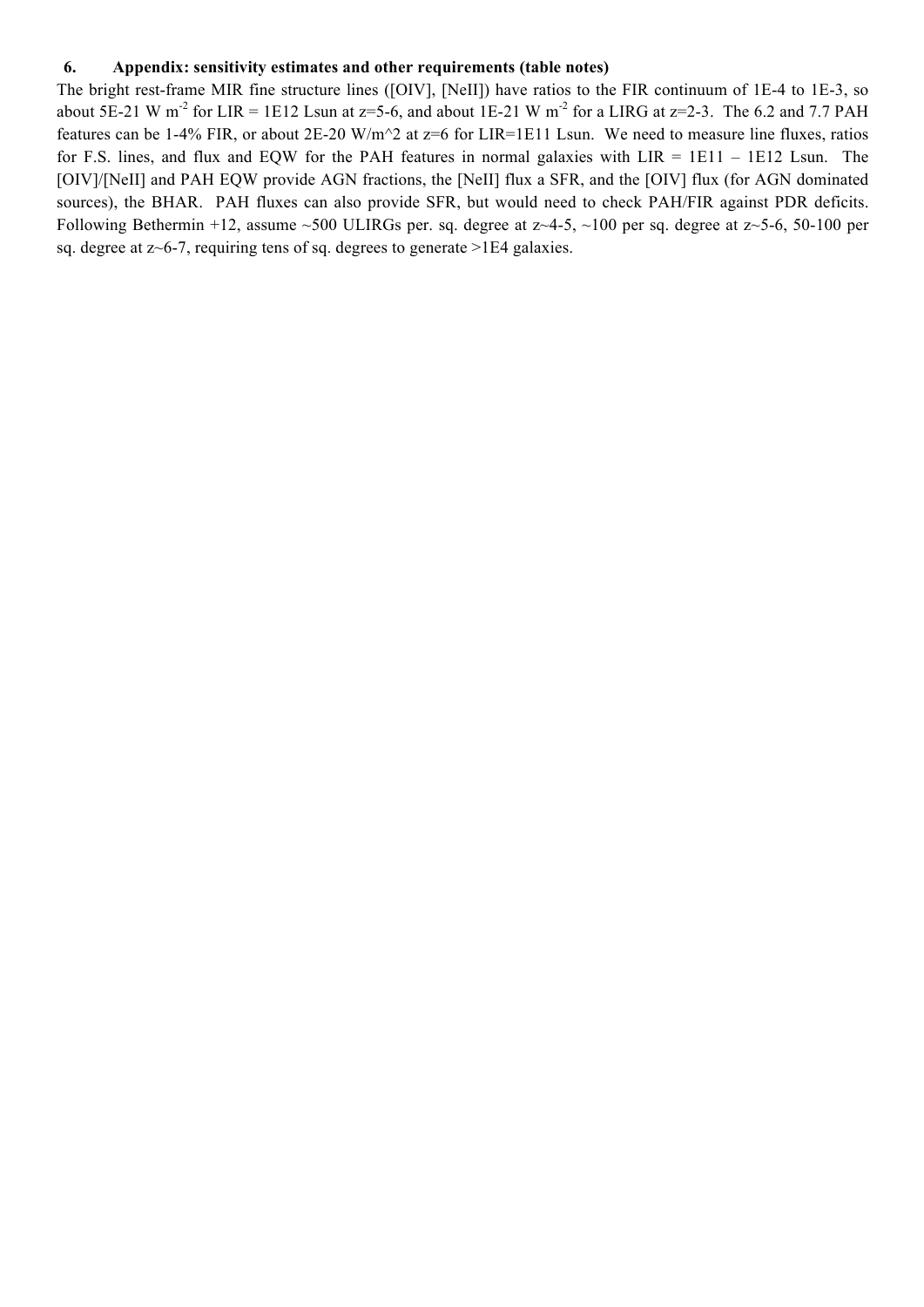## 6. Appendix: sensitivity estimates and other requirements (table notes)

The bright rest-frame MIR fine structure lines ([OIV], [NeII]) have ratios to the FIR continuum of 1E-4 to 1E-3, so about 5E-21 W $m^{-2}$ for LIR = 1E12 Lsun at z=5-6, and about 1E-21 W $m^{-2}$ for a LIRG at z=2-3. The 6.2 and 7.7 PAH features can be 1-4% FIR, or about 2E-20 W/m^2 at z=6 for LIR=1E11 Lsun. We need to measure line fluxes, ratios for F.S. lines, and flux and EQW for the PAH features in normal galaxies with LIR = 1E11 – 1E12 Lsun. The [OIV]/[NeII] and PAH EQW provide AGN fractions, the [NeII] flux a SFR, and the [OIV] flux (for AGN dominated sources), the BHAR. PAH fluxes can also provide SFR, but would need to check PAH/FIR against PDR deficits. Following Bethermin +12, assume ~500 ULIRGs per. sq. degree at z~4-5, ~100 per sq. degree at z~5-6, 50-100 per sq. degree at z~6-7, requiring tens of sq. degrees to generate >1E4 galaxies.